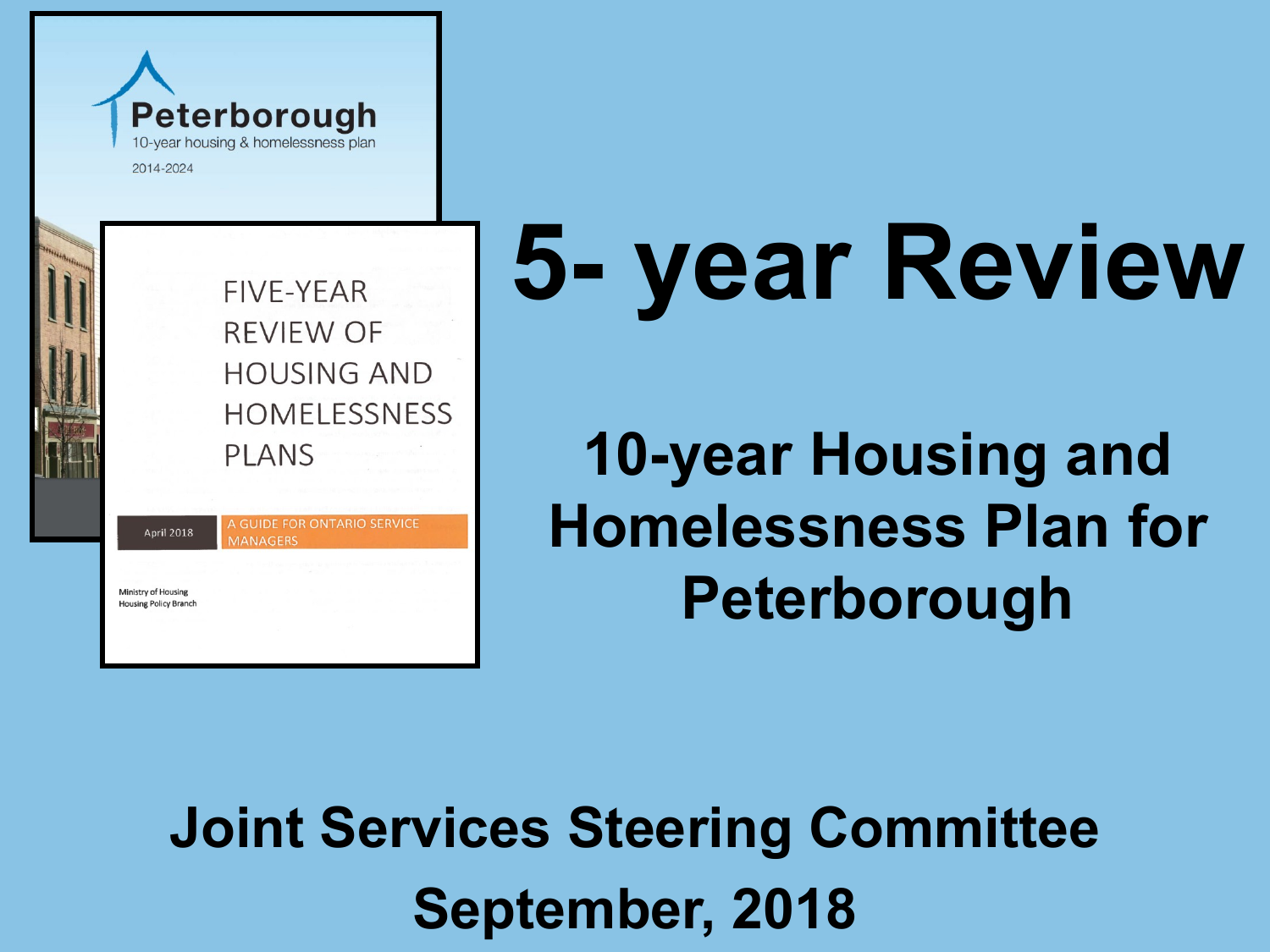Peterborough
10-year housing & homelessness plan
2014-2024

FIVE-YEAR REVIEW OF HOUSING AND HOMELESSNESS PLANS

April 2018

A GUIDE FOR ONTARIO SERVICE MANAGERS

Ministry of Housing
Housing Policy Branch

# 5- year Review

## 10-year Housing and Homelessness Plan for Peterborough

**Joint Services Steering Committee**

**September, 2018**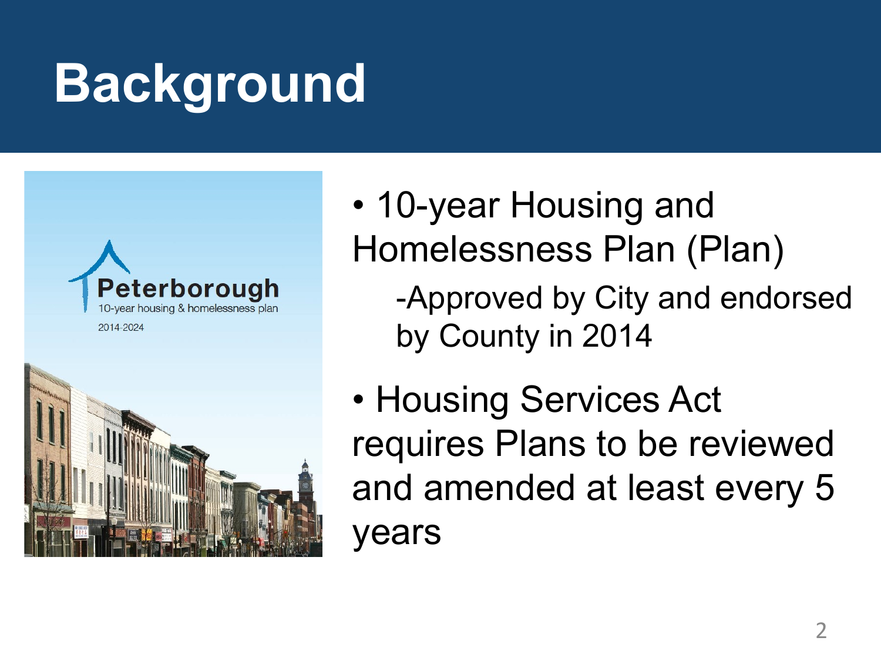# Background

- 10-year Housing and Homelessness Plan (Plan)
  - -Approved by City and endorsed by County in 2014
- Housing Services Act requires Plans to be reviewed and amended at least every 5 years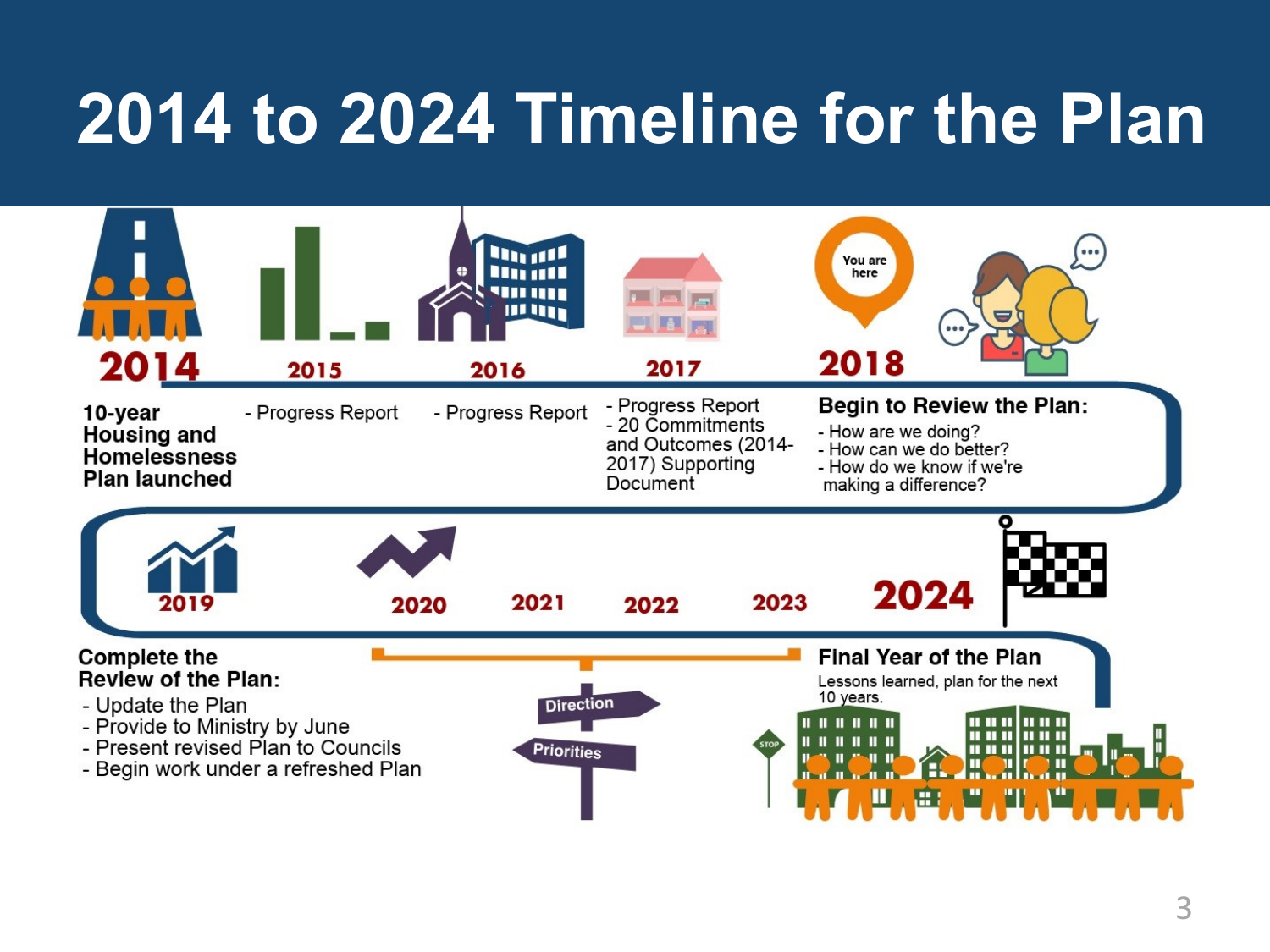# 2014 to 2024 Timeline for the Plan

**2014**

**10-year Housing and Homelessness Plan launched**

**2015**

- Progress Report

**2016**

- Progress Report

**2017**

- Progress Report
- 20 Commitments and Outcomes (2014-2017) Supporting Document

**2018** (You are here)

**Begin to Review the Plan:**

- How are we doing?
- How can we do better?
- How do we know if we're making a difference?

**2019**

**Complete the Review of the Plan:**

- Update the Plan
- Provide to Ministry by June
- Present revised Plan to Councils
- Begin work under a refreshed Plan

**2020** **2021** **2022** **2023**

Direction

Priorities

**2024**

**Final Year of the Plan**

Lessons learned, plan for the next 10 years.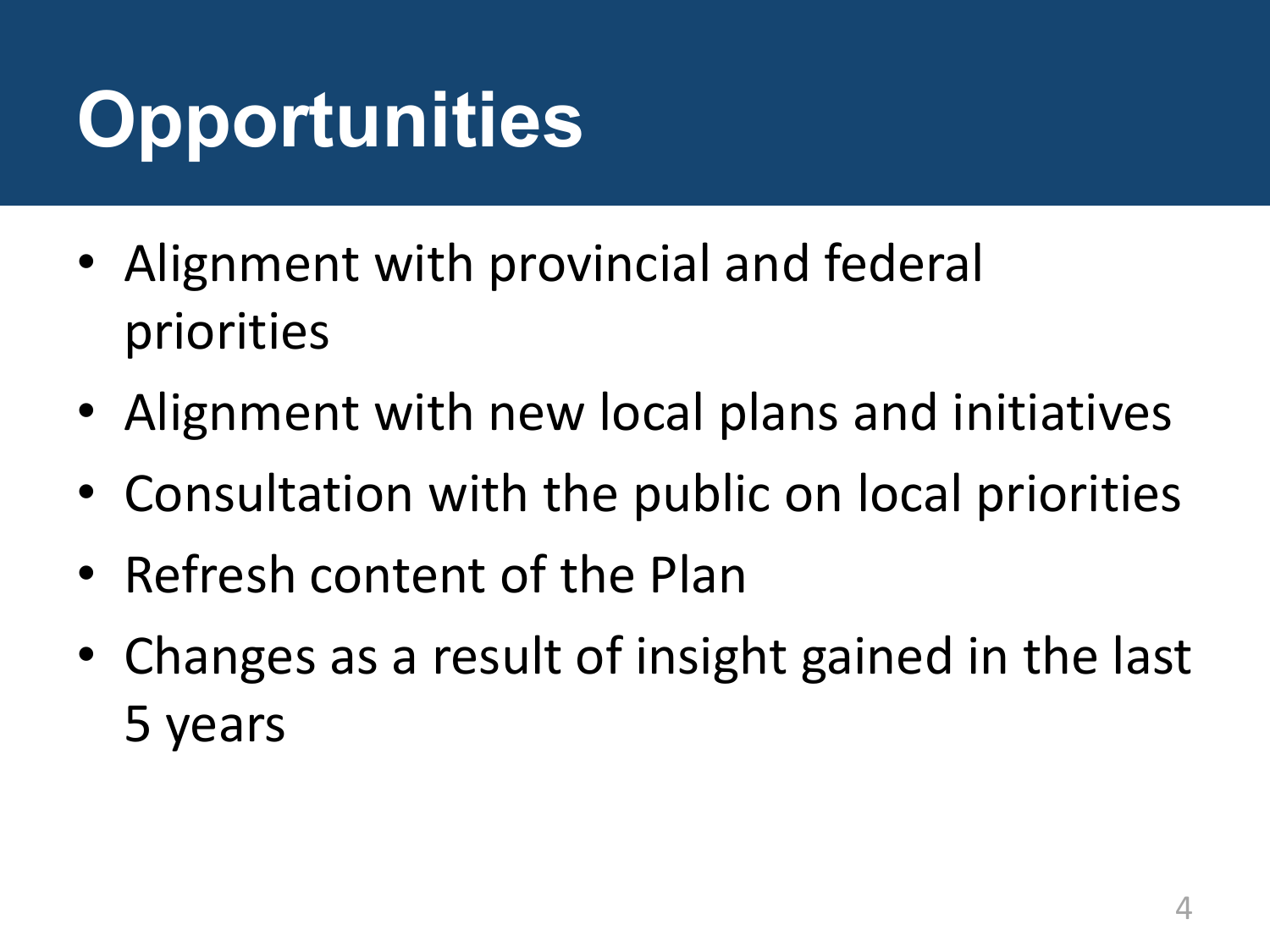# Opportunities

- Alignment with provincial and federal priorities
- Alignment with new local plans and initiatives
- Consultation with the public on local priorities
- Refresh content of the Plan
- Changes as a result of insight gained in the last 5 years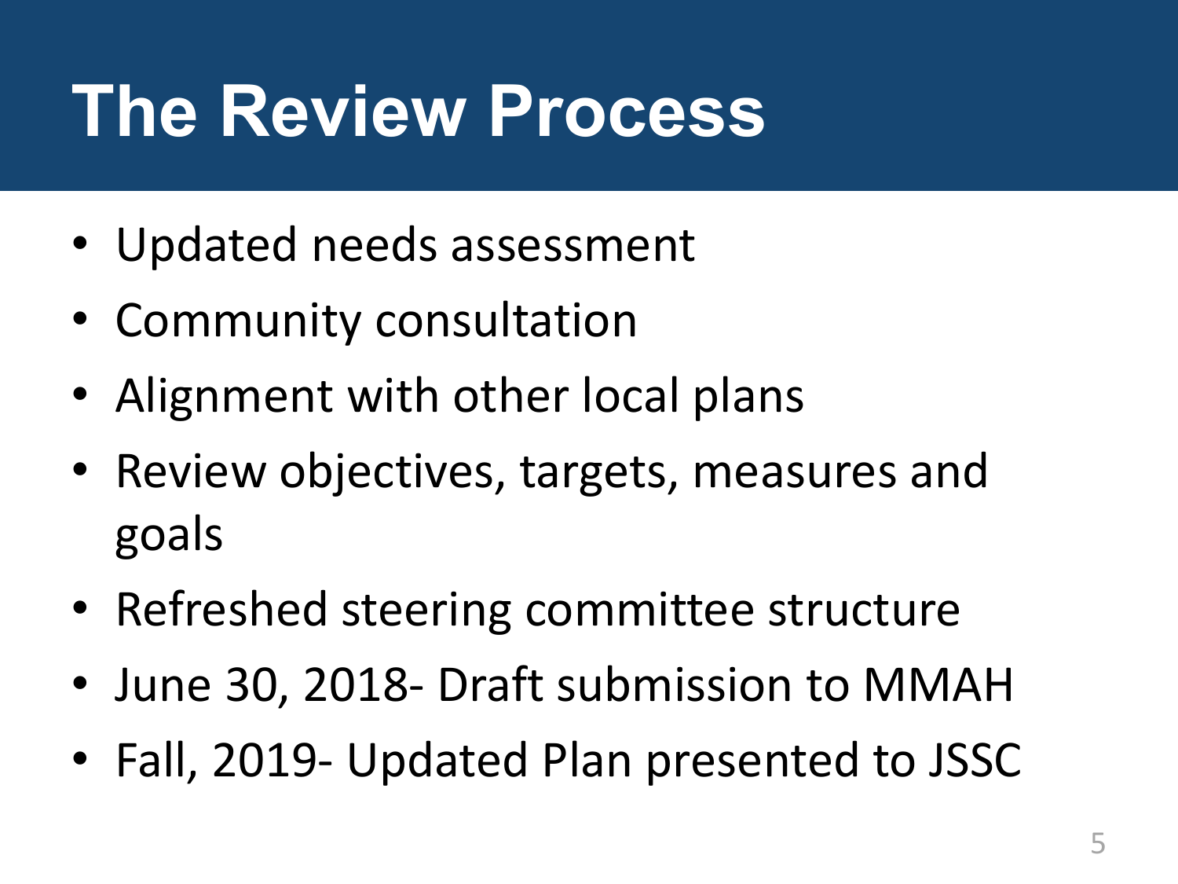# The Review Process

- Updated needs assessment
- Community consultation
- Alignment with other local plans
- Review objectives, targets, measures and goals
- Refreshed steering committee structure
- June 30, 2018- Draft submission to MMAH
- Fall, 2019- Updated Plan presented to JSSC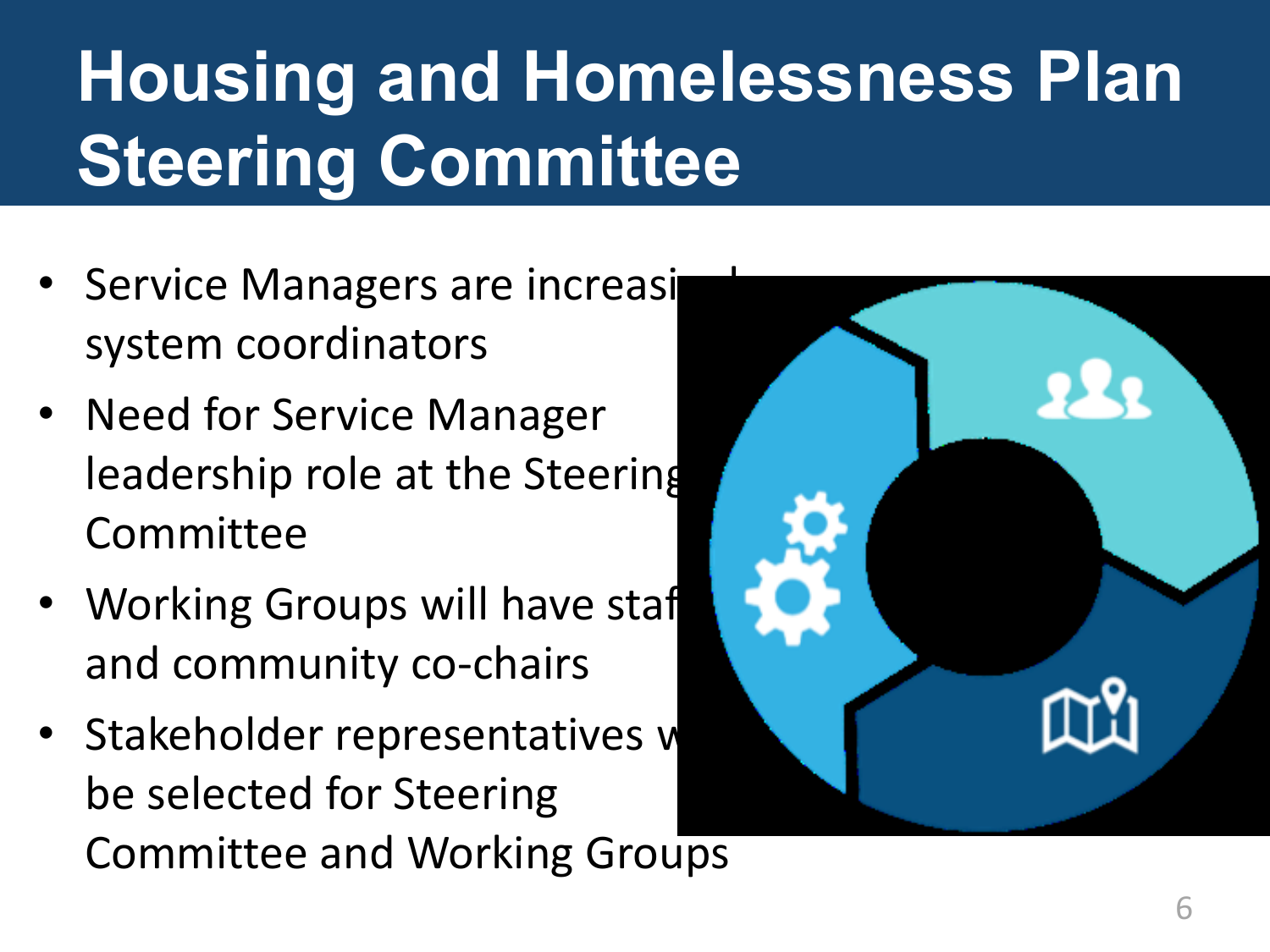# Housing and Homelessness Plan Steering Committee

- Service Managers are increasi system coordinators
- Need for Service Manager leadership role at the Steering Committee
- Working Groups will have staf and community co-chairs
- Stakeholder representatives w be selected for Steering Committee and Working Groups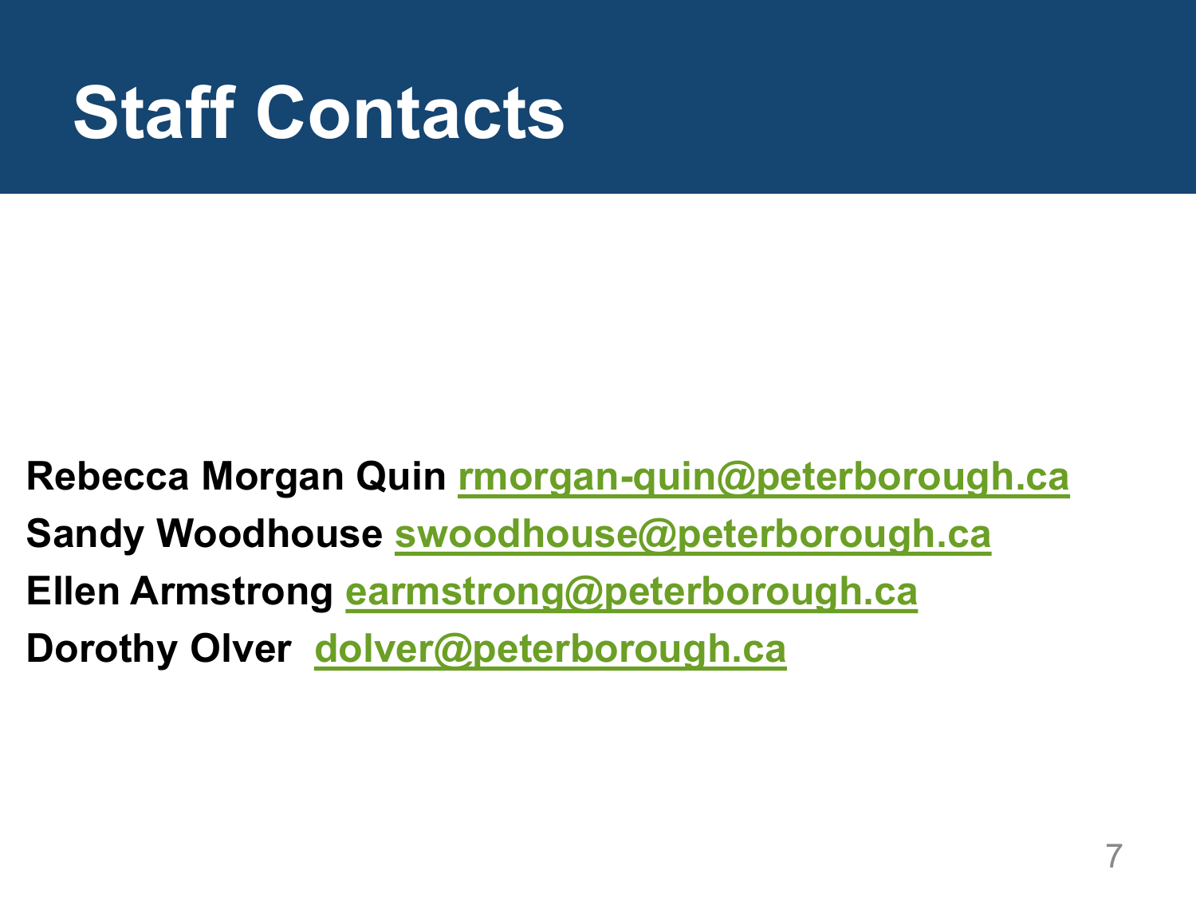# Staff Contacts

**Rebecca Morgan Quin** rmorgan-quin@peterborough.ca
**Sandy Woodhouse** swoodhouse@peterborough.ca
**Ellen Armstrong** earmstrong@peterborough.ca
**Dorothy Olver** dolver@peterborough.ca